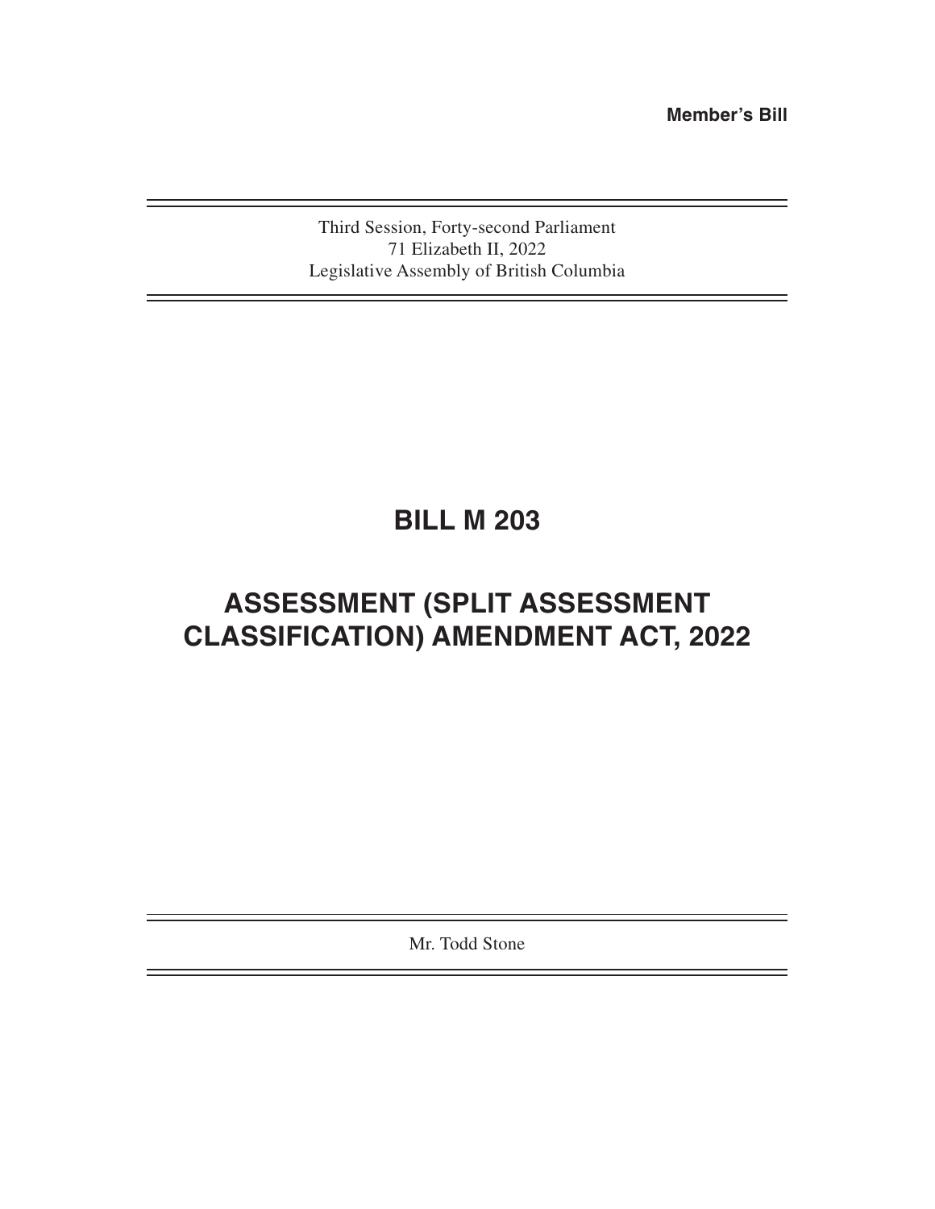**Member's Bill**

Third Session, Forty-second Parliament
71 Elizabeth II, 2022
Legislative Assembly of British Columbia

# BILL M 203

# ASSESSMENT (SPLIT ASSESSMENT CLASSIFICATION) AMENDMENT ACT, 2022

Mr. Todd Stone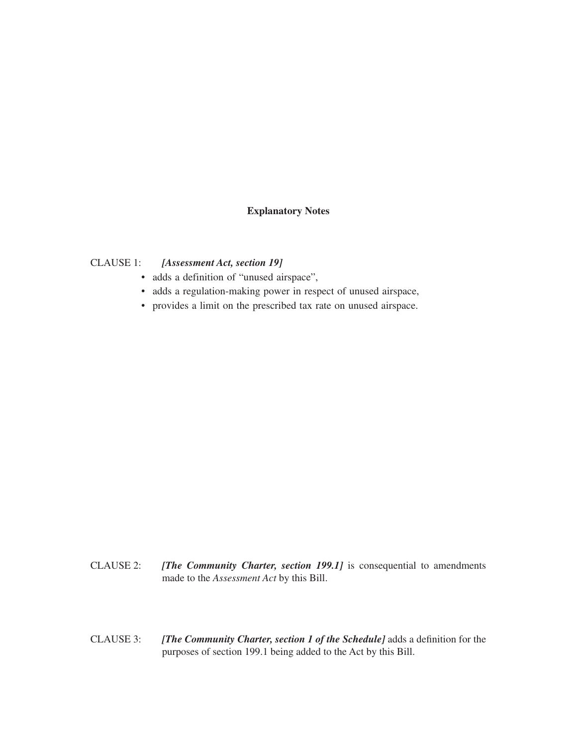**Explanatory Notes**

CLAUSE 1: ***[Assessment Act, section 19]***

- adds a definition of "unused airspace",
- adds a regulation-making power in respect of unused airspace,
- provides a limit on the prescribed tax rate on unused airspace.

CLAUSE 2: ***[The Community Charter, section 199.1]*** is consequential to amendments made to the *Assessment Act* by this Bill.

CLAUSE 3: ***[The Community Charter, section 1 of the Schedule]*** adds a definition for the purposes of section 199.1 being added to the Act by this Bill.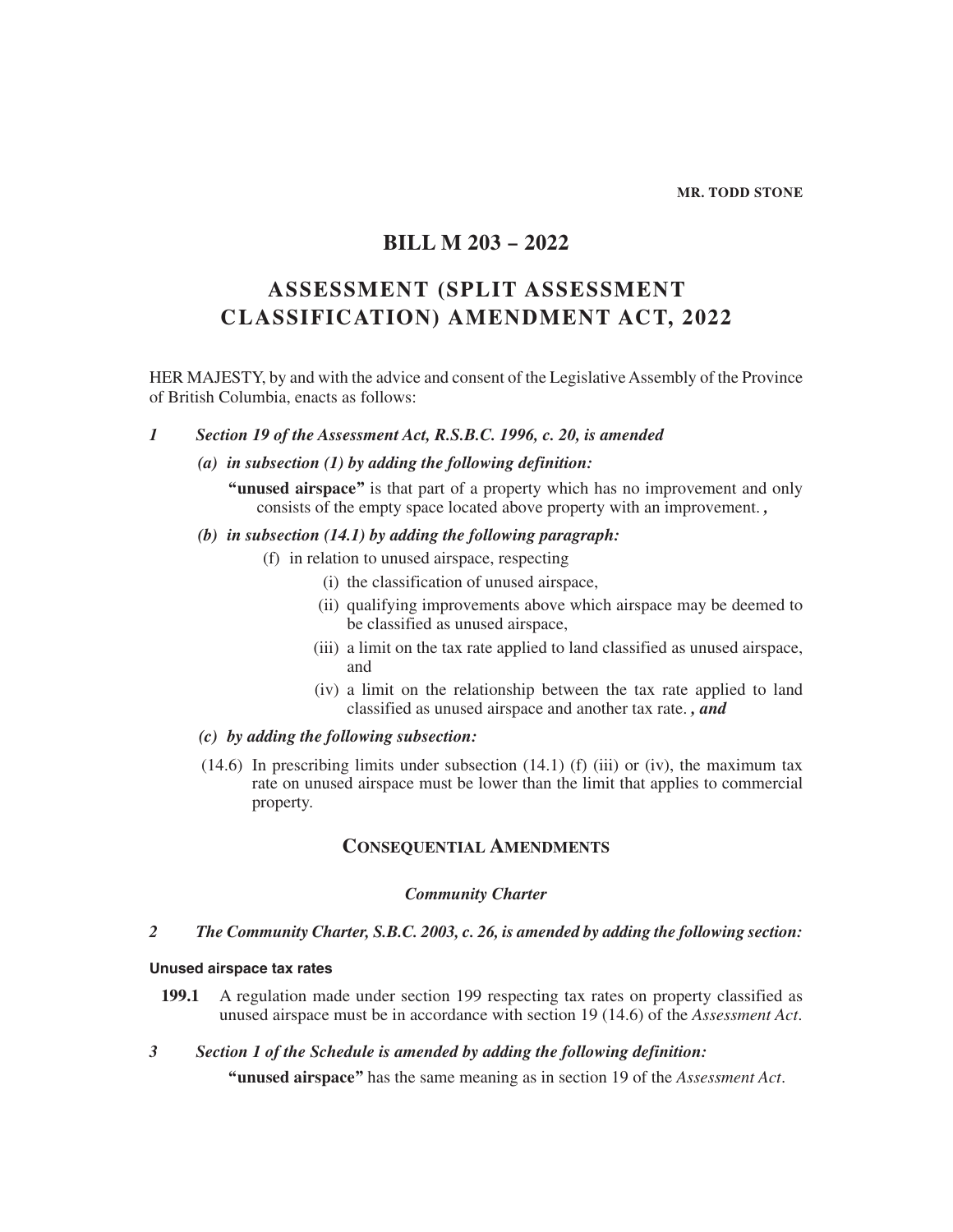**MR. TODD STONE**

# BILL M 203 – 2022

## ASSESSMENT (SPLIT ASSESSMENT CLASSIFICATION) AMENDMENT ACT, 2022

HER MAJESTY, by and with the advice and consent of the Legislative Assembly of the Province of British Columbia, enacts as follows:

***1 Section 19 of the Assessment Act, R.S.B.C. 1996, c. 20, is amended***

***(a) in subsection (1) by adding the following definition:***

**"unused airspace"** is that part of a property which has no improvement and only consists of the empty space located above property with an improvement. ***,***

***(b) in subsection (14.1) by adding the following paragraph:***

(f) in relation to unused airspace, respecting

(i) the classification of unused airspace,

(ii) qualifying improvements above which airspace may be deemed to be classified as unused airspace,

(iii) a limit on the tax rate applied to land classified as unused airspace, and

(iv) a limit on the relationship between the tax rate applied to land classified as unused airspace and another tax rate. ***, and***

***(c) by adding the following subsection:***

(14.6) In prescribing limits under subsection (14.1) (f) (iii) or (iv), the maximum tax rate on unused airspace must be lower than the limit that applies to commercial property.

### CONSEQUENTIAL AMENDMENTS

#### *Community Charter*

***2 The Community Charter, S.B.C. 2003, c. 26, is amended by adding the following section:***

**Unused airspace tax rates**

**199.1** A regulation made under section 199 respecting tax rates on property classified as unused airspace must be in accordance with section 19 (14.6) of the *Assessment Act*.

***3 Section 1 of the Schedule is amended by adding the following definition:***

**"unused airspace"** has the same meaning as in section 19 of the *Assessment Act*.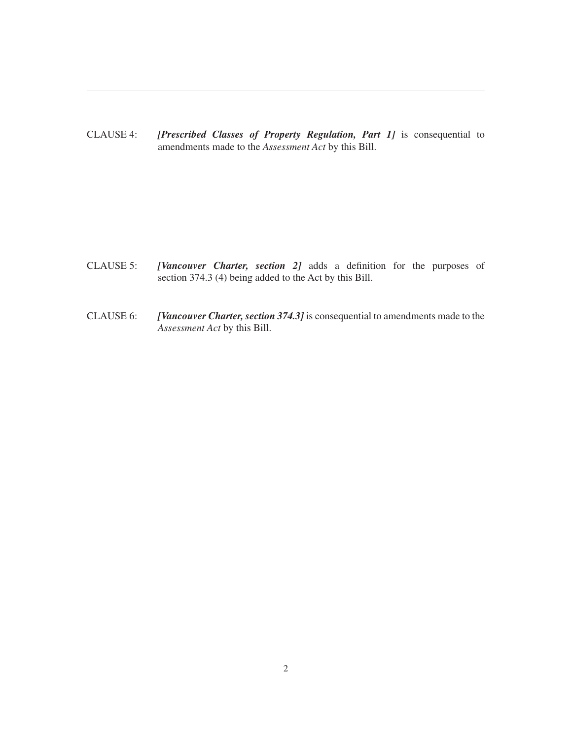CLAUSE 4: ***[Prescribed Classes of Property Regulation, Part 1]*** is consequential to amendments made to the *Assessment Act* by this Bill.

CLAUSE 5: ***[Vancouver Charter, section 2]*** adds a definition for the purposes of section 374.3 (4) being added to the Act by this Bill.

CLAUSE 6: ***[Vancouver Charter, section 374.3]*** is consequential to amendments made to the *Assessment Act* by this Bill.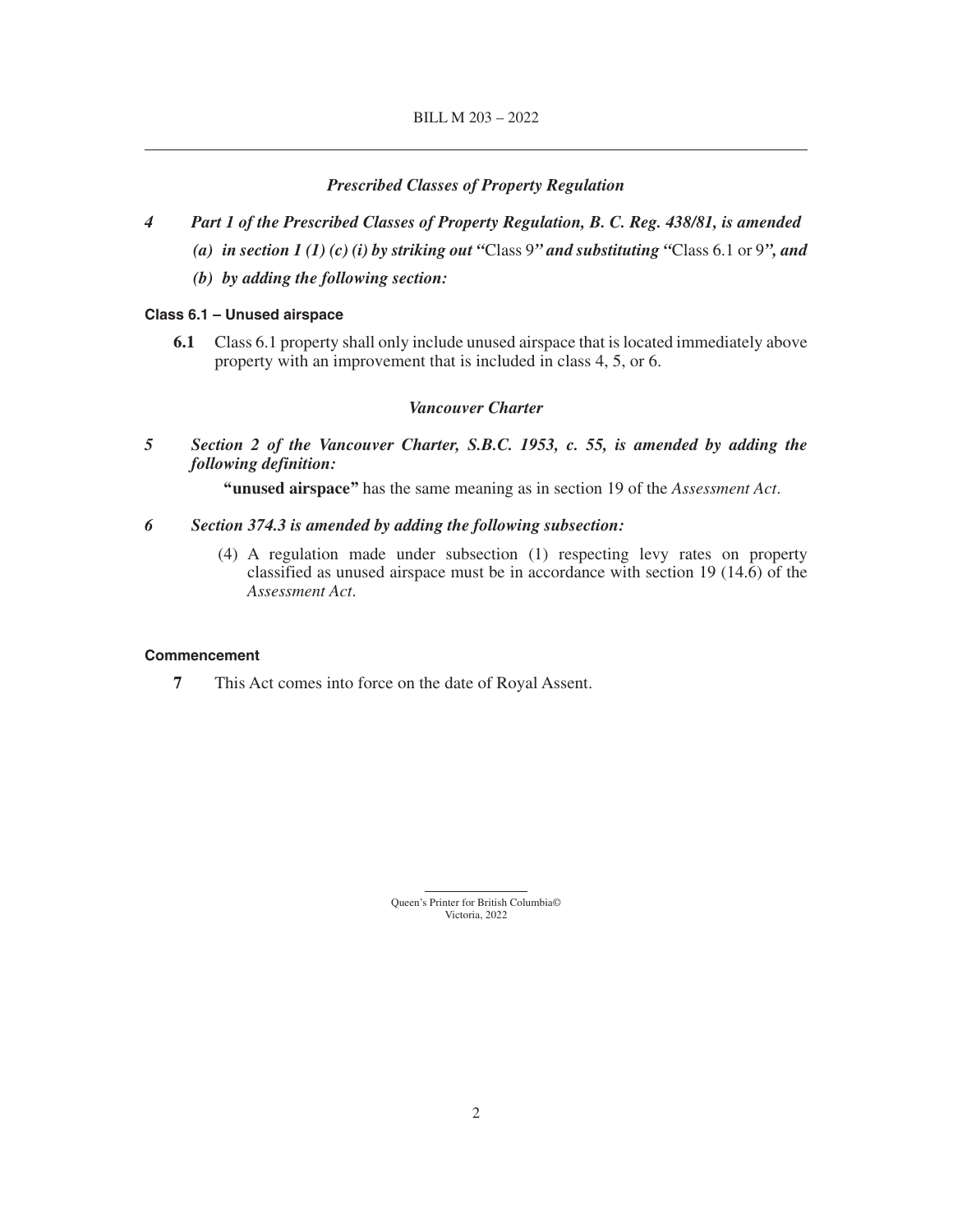### *Prescribed Classes of Property Regulation*

*4 Part 1 of the Prescribed Classes of Property Regulation, B. C. Reg. 438/81, is amended*

*(a) in section 1 (1) (c) (i) by striking out "*Class 9*" and substituting "*Class 6.1 or 9*", and*

*(b) by adding the following section:*

**Class 6.1 – Unused airspace**

**6.1** Class 6.1 property shall only include unused airspace that is located immediately above property with an improvement that is included in class 4, 5, or 6.

### *Vancouver Charter*

*5 Section 2 of the Vancouver Charter, S.B.C. 1953, c. 55, is amended by adding the following definition:*

**"unused airspace"** has the same meaning as in section 19 of the *Assessment Act*.

*6 Section 374.3 is amended by adding the following subsection:*

(4) A regulation made under subsection (1) respecting levy rates on property classified as unused airspace must be in accordance with section 19 (14.6) of the *Assessment Act*.

**Commencement**

**7** This Act comes into force on the date of Royal Assent.

Queen's Printer for British Columbia©
Victoria, 2022